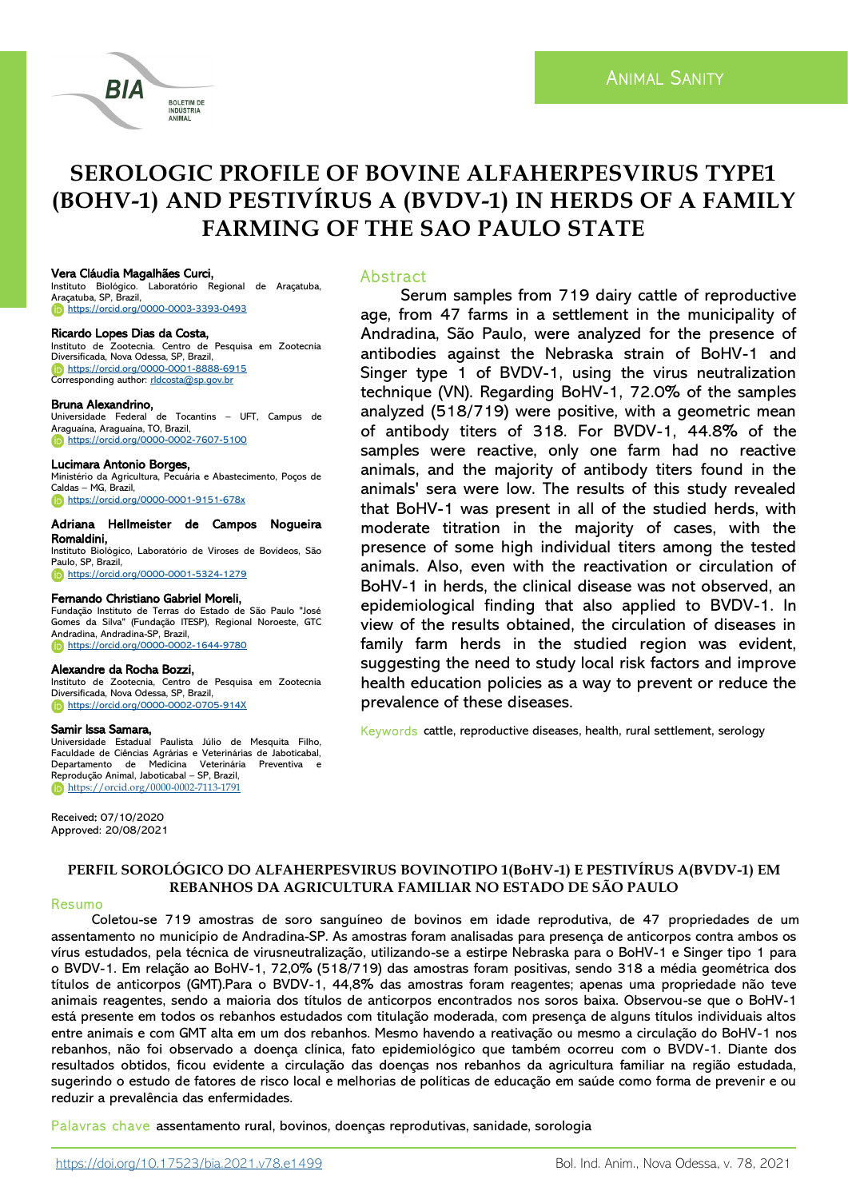ANIMAL SANITY

# SEROLOGIC PROFILE OF BOVINE ALFAHERPESVIRUS TYPE1 (BOHV-1) AND PESTIVÍRUS A (BVDV-1) IN HERDS OF A FAMILY FARMING OF THE SAO PAULO STATE

**Vera Cláudia Magalhães Curci,**
Instituto Biológico. Laboratório Regional de Araçatuba, Araçatuba, SP, Brazil,
https://orcid.org/0000-0003-3393-0493

**Ricardo Lopes Dias da Costa,**
Instituto de Zootecnia. Centro de Pesquisa em Zootecnia Diversificada, Nova Odessa, SP, Brazil,
https://orcid.org/0000-0001-8888-6915
Corresponding author: rldcosta@sp.gov.br

**Bruna Alexandrino,**
Universidade Federal de Tocantins – UFT, Campus de Araguaína, Araguaína, TO, Brazil,
https://orcid.org/0000-0002-7607-5100

**Lucimara Antonio Borges,**
Ministério da Agricultura, Pecuária e Abastecimento, Poços de Caldas – MG, Brazil,
https://orcid.org/0000-0001-9151-678x

**Adriana Hellmeister de Campos Nogueira Romaldini,**
Instituto Biológico, Laboratório de Viroses de Bovídeos, São Paulo, SP, Brazil,
https://orcid.org/0000-0001-5324-1279

**Fernando Christiano Gabriel Moreli,**
Fundação Instituto de Terras do Estado de São Paulo "José Gomes da Silva" (Fundação ITESP), Regional Noroeste, GTC Andradina, Andradina-SP, Brazil,
https://orcid.org/0000-0002-1644-9780

**Alexandre da Rocha Bozzi,**
Instituto de Zootecnia, Centro de Pesquisa em Zootecnia Diversificada, Nova Odessa, SP, Brazil,
https://orcid.org/0000-0002-0705-914X

**Samir Issa Samara,**
Universidade Estadual Paulista Júlio de Mesquita Filho, Faculdade de Ciências Agrárias e Veterinárias de Jaboticabal, Departamento de Medicina Veterinária Preventiva e Reprodução Animal, Jaboticabal – SP, Brazil,
https://orcid.org/0000-0002-7113-1791

Received: 07/10/2020
Approved: 20/08/2021

## Abstract

Serum samples from 719 dairy cattle of reproductive age, from 47 farms in a settlement in the municipality of Andradina, São Paulo, were analyzed for the presence of antibodies against the Nebraska strain of BoHV-1 and Singer type 1 of BVDV-1, using the virus neutralization technique (VN). Regarding BoHV-1, 72.0% of the samples analyzed (518/719) were positive, with a geometric mean of antibody titers of 318. For BVDV-1, 44.8% of the samples were reactive, only one farm had no reactive animals, and the majority of antibody titers found in the animals' sera were low. The results of this study revealed that BoHV-1 was present in all of the studied herds, with moderate titration in the majority of cases, with the presence of some high individual titers among the tested animals. Also, even with the reactivation or circulation of BoHV-1 in herds, the clinical disease was not observed, an epidemiological finding that also applied to BVDV-1. In view of the results obtained, the circulation of diseases in family farm herds in the studied region was evident, suggesting the need to study local risk factors and improve health education policies as a way to prevent or reduce the prevalence of these diseases.

**Keywords** cattle, reproductive diseases, health, rural settlement, serology

### PERFIL SOROLÓGICO DO ALFAHERPESVIRUS BOVINOTIPO 1(BoHV-1) E PESTIVÍRUS A(BVDV-1) EM REBANHOS DA AGRICULTURA FAMILIAR NO ESTADO DE SÃO PAULO

## Resumo

Coletou-se 719 amostras de soro sanguíneo de bovinos em idade reprodutiva, de 47 propriedades de um assentamento no município de Andradina-SP. As amostras foram analisadas para presença de anticorpos contra ambos os vírus estudados, pela técnica de virusneutralização, utilizando-se a estirpe Nebraska para o BoHV-1 e Singer tipo 1 para o BVDV-1. Em relação ao BoHV-1, 72,0% (518/719) das amostras foram positivas, sendo 318 a média geométrica dos títulos de anticorpos (GMT).Para o BVDV-1, 44,8% das amostras foram reagentes; apenas uma propriedade não teve animais reagentes, sendo a maioria dos títulos de anticorpos encontrados nos soros baixa. Observou-se que o BoHV-1 está presente em todos os rebanhos estudados com titulação moderada, com presença de alguns títulos individuais altos entre animais e com GMT alta em um dos rebanhos. Mesmo havendo a reativação ou mesmo a circulação do BoHV-1 nos rebanhos, não foi observado a doença clínica, fato epidemiológico que também ocorreu com o BVDV-1. Diante dos resultados obtidos, ficou evidente a circulação das doenças nos rebanhos da agricultura familiar na região estudada, sugerindo o estudo de fatores de risco local e melhorias de políticas de educação em saúde como forma de prevenir e ou reduzir a prevalência das enfermidades.

**Palavras chave** assentamento rural, bovinos, doenças reprodutivas, sanidade, sorologia

https://doi.org/10.17523/bia.2021.v78.e1499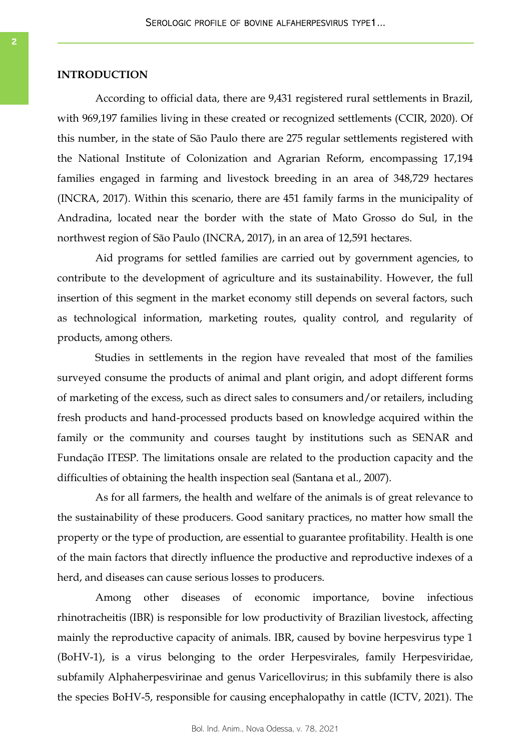## INTRODUCTION

According to official data, there are 9,431 registered rural settlements in Brazil, with 969,197 families living in these created or recognized settlements (CCIR, 2020). Of this number, in the state of São Paulo there are 275 regular settlements registered with the National Institute of Colonization and Agrarian Reform, encompassing 17,194 families engaged in farming and livestock breeding in an area of 348,729 hectares (INCRA, 2017). Within this scenario, there are 451 family farms in the municipality of Andradina, located near the border with the state of Mato Grosso do Sul, in the northwest region of São Paulo (INCRA, 2017), in an area of 12,591 hectares.

Aid programs for settled families are carried out by government agencies, to contribute to the development of agriculture and its sustainability. However, the full insertion of this segment in the market economy still depends on several factors, such as technological information, marketing routes, quality control, and regularity of products, among others.

Studies in settlements in the region have revealed that most of the families surveyed consume the products of animal and plant origin, and adopt different forms of marketing of the excess, such as direct sales to consumers and/or retailers, including fresh products and hand-processed products based on knowledge acquired within the family or the community and courses taught by institutions such as SENAR and Fundação ITESP. The limitations onsale are related to the production capacity and the difficulties of obtaining the health inspection seal (Santana et al., 2007).

As for all farmers, the health and welfare of the animals is of great relevance to the sustainability of these producers. Good sanitary practices, no matter how small the property or the type of production, are essential to guarantee profitability. Health is one of the main factors that directly influence the productive and reproductive indexes of a herd, and diseases can cause serious losses to producers.

Among other diseases of economic importance, bovine infectious rhinotracheitis (IBR) is responsible for low productivity of Brazilian livestock, affecting mainly the reproductive capacity of animals. IBR, caused by bovine herpesvirus type 1 (BoHV-1), is a virus belonging to the order Herpesvirales, family Herpesviridae, subfamily Alphaherpesvirinae and genus Varicellovirus; in this subfamily there is also the species BoHV-5, responsible for causing encephalopathy in cattle (ICTV, 2021). The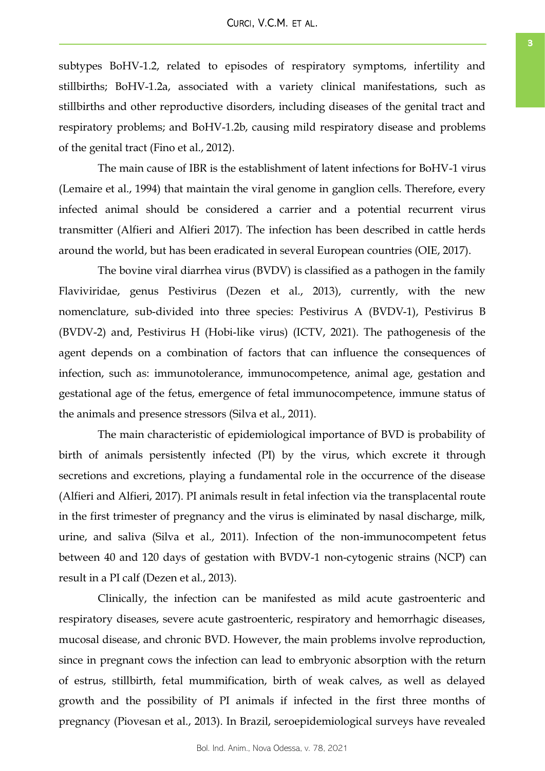subtypes BoHV-1.2, related to episodes of respiratory symptoms, infertility and stillbirths; BoHV-1.2a, associated with a variety clinical manifestations, such as stillbirths and other reproductive disorders, including diseases of the genital tract and respiratory problems; and BoHV-1.2b, causing mild respiratory disease and problems of the genital tract (Fino et al., 2012).

The main cause of IBR is the establishment of latent infections for BoHV-1 virus (Lemaire et al., 1994) that maintain the viral genome in ganglion cells. Therefore, every infected animal should be considered a carrier and a potential recurrent virus transmitter (Alfieri and Alfieri 2017). The infection has been described in cattle herds around the world, but has been eradicated in several European countries (OIE, 2017).

The bovine viral diarrhea virus (BVDV) is classified as a pathogen in the family Flaviviridae, genus Pestivirus (Dezen et al., 2013), currently, with the new nomenclature, sub-divided into three species: Pestivirus A (BVDV-1), Pestivirus B (BVDV-2) and, Pestivirus H (Hobi-like virus) (ICTV, 2021). The pathogenesis of the agent depends on a combination of factors that can influence the consequences of infection, such as: immunotolerance, immunocompetence, animal age, gestation and gestational age of the fetus, emergence of fetal immunocompetence, immune status of the animals and presence stressors (Silva et al., 2011).

The main characteristic of epidemiological importance of BVD is probability of birth of animals persistently infected (PI) by the virus, which excrete it through secretions and excretions, playing a fundamental role in the occurrence of the disease (Alfieri and Alfieri, 2017). PI animals result in fetal infection via the transplacental route in the first trimester of pregnancy and the virus is eliminated by nasal discharge, milk, urine, and saliva (Silva et al., 2011). Infection of the non-immunocompetent fetus between 40 and 120 days of gestation with BVDV-1 non-cytogenic strains (NCP) can result in a PI calf (Dezen et al., 2013).

Clinically, the infection can be manifested as mild acute gastroenteric and respiratory diseases, severe acute gastroenteric, respiratory and hemorrhagic diseases, mucosal disease, and chronic BVD. However, the main problems involve reproduction, since in pregnant cows the infection can lead to embryonic absorption with the return of estrus, stillbirth, fetal mummification, birth of weak calves, as well as delayed growth and the possibility of PI animals if infected in the first three months of pregnancy (Piovesan et al., 2013). In Brazil, seroepidemiological surveys have revealed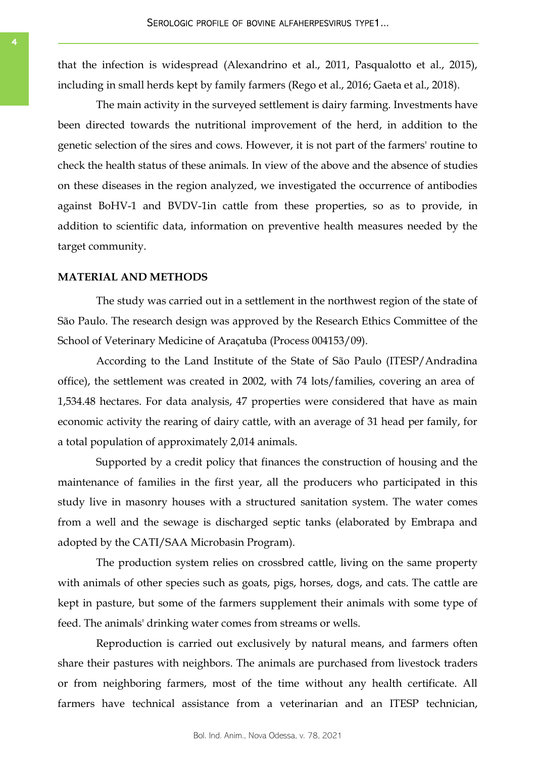that the infection is widespread (Alexandrino et al., 2011, Pasqualotto et al., 2015), including in small herds kept by family farmers (Rego et al., 2016; Gaeta et al., 2018).

The main activity in the surveyed settlement is dairy farming. Investments have been directed towards the nutritional improvement of the herd, in addition to the genetic selection of the sires and cows. However, it is not part of the farmers' routine to check the health status of these animals. In view of the above and the absence of studies on these diseases in the region analyzed, we investigated the occurrence of antibodies against BoHV-1 and BVDV-1in cattle from these properties, so as to provide, in addition to scientific data, information on preventive health measures needed by the target community.

## MATERIAL AND METHODS

The study was carried out in a settlement in the northwest region of the state of São Paulo. The research design was approved by the Research Ethics Committee of the School of Veterinary Medicine of Araçatuba (Process 004153/09).

According to the Land Institute of the State of São Paulo (ITESP/Andradina office), the settlement was created in 2002, with 74 lots/families, covering an area of 1,534.48 hectares. For data analysis, 47 properties were considered that have as main economic activity the rearing of dairy cattle, with an average of 31 head per family, for a total population of approximately 2,014 animals.

Supported by a credit policy that finances the construction of housing and the maintenance of families in the first year, all the producers who participated in this study live in masonry houses with a structured sanitation system. The water comes from a well and the sewage is discharged septic tanks (elaborated by Embrapa and adopted by the CATI/SAA Microbasin Program).

The production system relies on crossbred cattle, living on the same property with animals of other species such as goats, pigs, horses, dogs, and cats. The cattle are kept in pasture, but some of the farmers supplement their animals with some type of feed. The animals' drinking water comes from streams or wells.

Reproduction is carried out exclusively by natural means, and farmers often share their pastures with neighbors. The animals are purchased from livestock traders or from neighboring farmers, most of the time without any health certificate. All farmers have technical assistance from a veterinarian and an ITESP technician,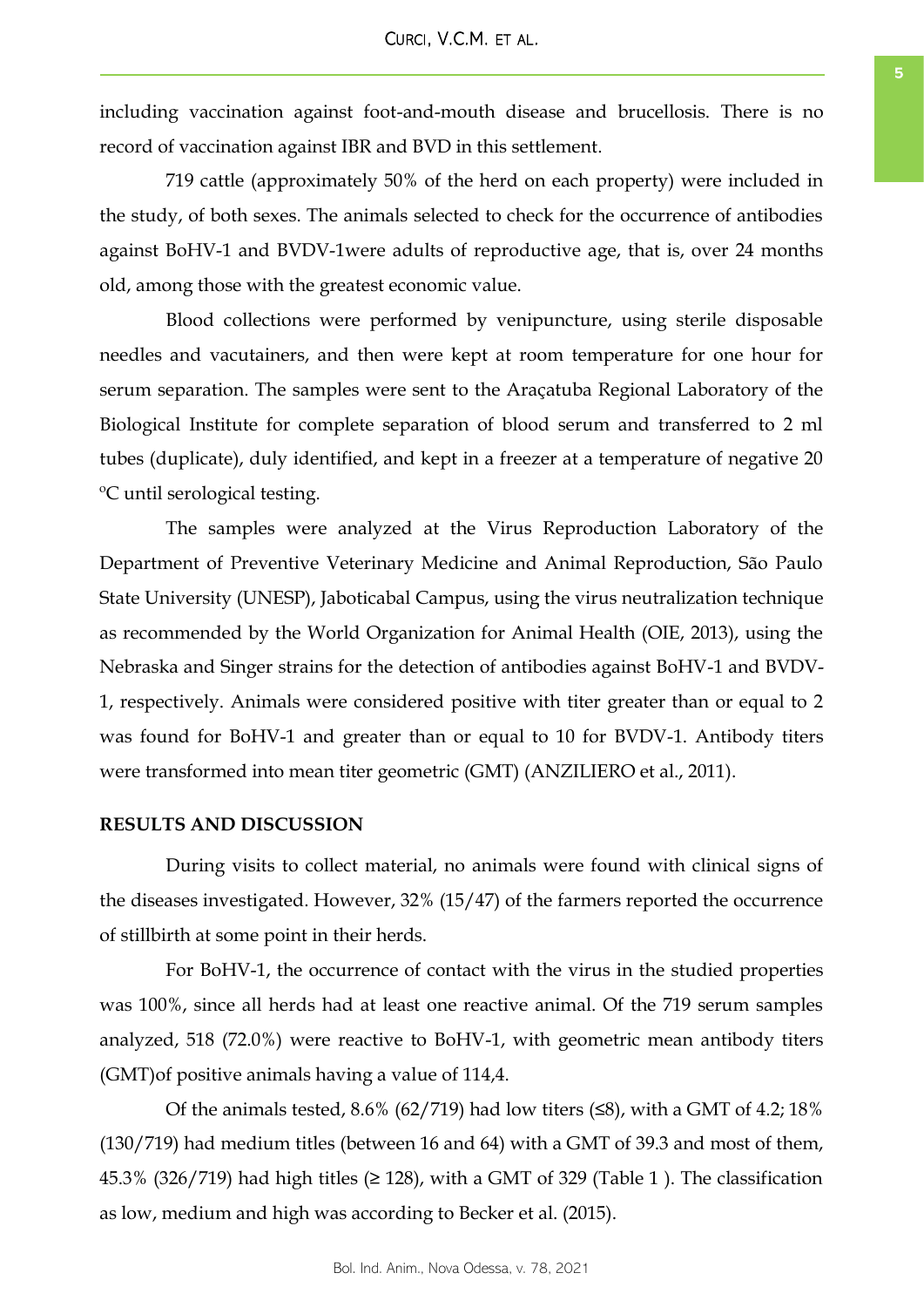including vaccination against foot-and-mouth disease and brucellosis. There is no record of vaccination against IBR and BVD in this settlement.

719 cattle (approximately 50% of the herd on each property) were included in the study, of both sexes. The animals selected to check for the occurrence of antibodies against BoHV-1 and BVDV-1were adults of reproductive age, that is, over 24 months old, among those with the greatest economic value.

Blood collections were performed by venipuncture, using sterile disposable needles and vacutainers, and then were kept at room temperature for one hour for serum separation. The samples were sent to the Araçatuba Regional Laboratory of the Biological Institute for complete separation of blood serum and transferred to 2 ml tubes (duplicate), duly identified, and kept in a freezer at a temperature of negative 20 ºC until serological testing.

The samples were analyzed at the Virus Reproduction Laboratory of the Department of Preventive Veterinary Medicine and Animal Reproduction, São Paulo State University (UNESP), Jaboticabal Campus, using the virus neutralization technique as recommended by the World Organization for Animal Health (OIE, 2013), using the Nebraska and Singer strains for the detection of antibodies against BoHV-1 and BVDV-1, respectively. Animals were considered positive with titer greater than or equal to 2 was found for BoHV-1 and greater than or equal to 10 for BVDV-1. Antibody titers were transformed into mean titer geometric (GMT) (ANZILIERO et al., 2011).

## RESULTS AND DISCUSSION

During visits to collect material, no animals were found with clinical signs of the diseases investigated. However, 32% (15/47) of the farmers reported the occurrence of stillbirth at some point in their herds.

For BoHV-1, the occurrence of contact with the virus in the studied properties was 100%, since all herds had at least one reactive animal. Of the 719 serum samples analyzed, 518 (72.0%) were reactive to BoHV-1, with geometric mean antibody titers (GMT)of positive animals having a value of 114,4.

Of the animals tested, 8.6% (62/719) had low titers (≤8), with a GMT of 4.2; 18% (130/719) had medium titles (between 16 and 64) with a GMT of 39.3 and most of them, 45.3% (326/719) had high titles (≥ 128), with a GMT of 329 (Table 1 ). The classification as low, medium and high was according to Becker et al. (2015).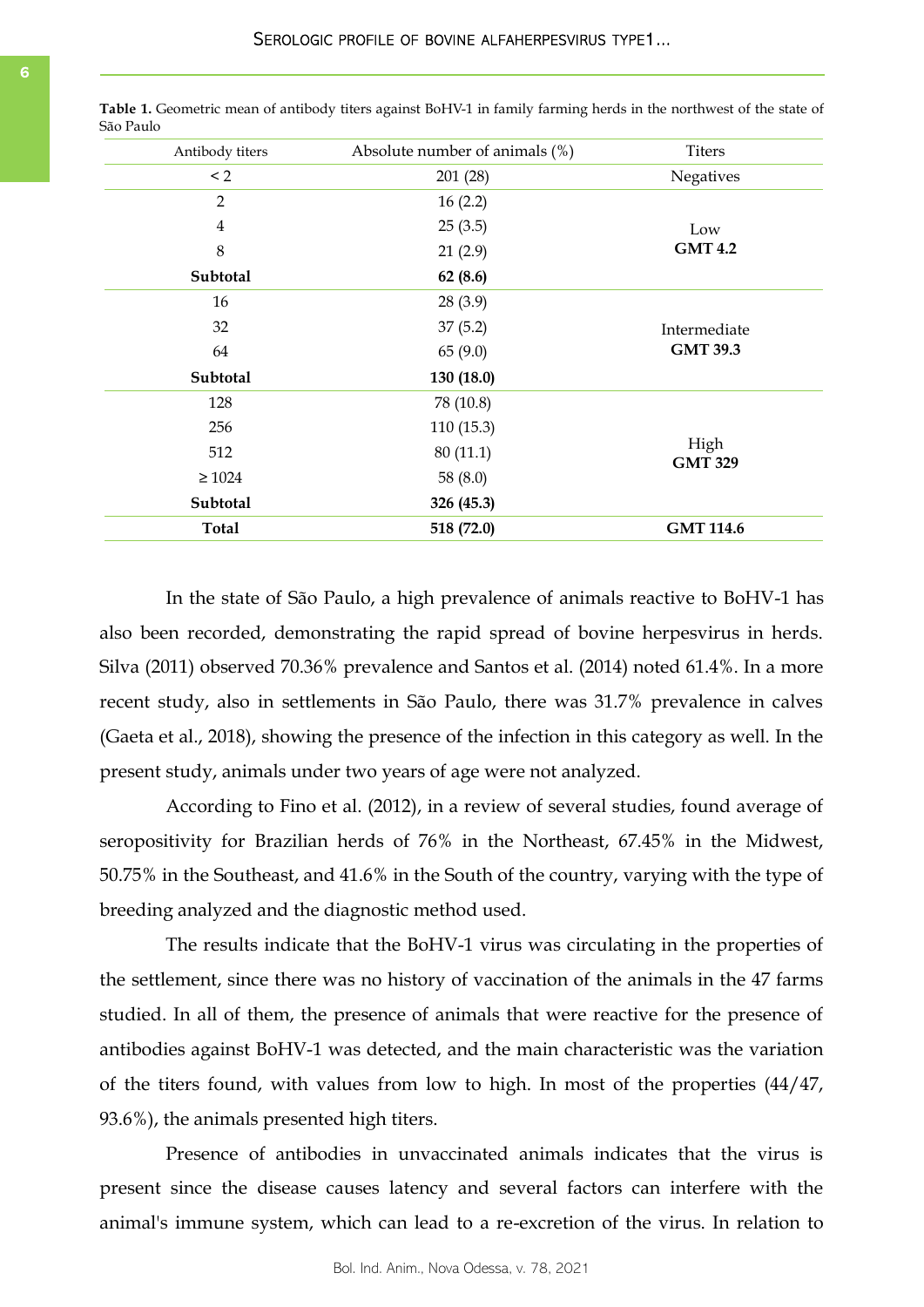**Table 1.** Geometric mean of antibody titers against BoHV-1 in family farming herds in the northwest of the state of São Paulo

| Antibody titers | Absolute number of animals (%) | Titers |
|---|---|---|
| < 2 | 201 (28) | Negatives |
| 2 | 16 (2.2) | Low **GMT 4.2** |
| 4 | 25 (3.5) | |
| 8 | 21 (2.9) | |
| **Subtotal** | **62 (8.6)** | |
| 16 | 28 (3.9) | Intermediate **GMT 39.3** |
| 32 | 37 (5.2) | |
| 64 | 65 (9.0) | |
| **Subtotal** | **130 (18.0)** | |
| 128 | 78 (10.8) | High **GMT 329** |
| 256 | 110 (15.3) | |
| 512 | 80 (11.1) | |
| ≥ 1024 | 58 (8.0) | |
| **Subtotal** | **326 (45.3)** | |
| **Total** | **518 (72.0)** | **GMT 114.6** |

In the state of São Paulo, a high prevalence of animals reactive to BoHV-1 has also been recorded, demonstrating the rapid spread of bovine herpesvirus in herds. Silva (2011) observed 70.36% prevalence and Santos et al. (2014) noted 61.4%. In a more recent study, also in settlements in São Paulo, there was 31.7% prevalence in calves (Gaeta et al., 2018), showing the presence of the infection in this category as well. In the present study, animals under two years of age were not analyzed.

According to Fino et al. (2012), in a review of several studies, found average of seropositivity for Brazilian herds of 76% in the Northeast, 67.45% in the Midwest, 50.75% in the Southeast, and 41.6% in the South of the country, varying with the type of breeding analyzed and the diagnostic method used.

The results indicate that the BoHV-1 virus was circulating in the properties of the settlement, since there was no history of vaccination of the animals in the 47 farms studied. In all of them, the presence of animals that were reactive for the presence of antibodies against BoHV-1 was detected, and the main characteristic was the variation of the titers found, with values from low to high. In most of the properties (44/47, 93.6%), the animals presented high titers.

Presence of antibodies in unvaccinated animals indicates that the virus is present since the disease causes latency and several factors can interfere with the animal's immune system, which can lead to a re-excretion of the virus. In relation to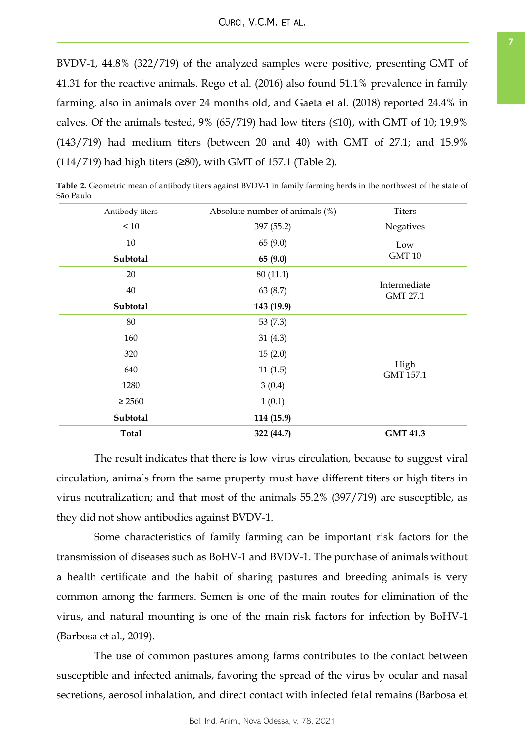BVDV-1, 44.8% (322/719) of the analyzed samples were positive, presenting GMT of 41.31 for the reactive animals. Rego et al. (2016) also found 51.1% prevalence in family farming, also in animals over 24 months old, and Gaeta et al. (2018) reported 24.4% in calves. Of the animals tested, 9% (65/719) had low titers (≤10), with GMT of 10; 19.9% (143/719) had medium titers (between 20 and 40) with GMT of 27.1; and 15.9% (114/719) had high titers (≥80), with GMT of 157.1 (Table 2).

**Table 2.** Geometric mean of antibody titers against BVDV-1 in family farming herds in the northwest of the state of São Paulo

| Antibody titers | Absolute number of animals (%) | Titers |
|---|---|---|
| < 10 | 397 (55.2) | Negatives |
| 10 | 65 (9.0) | Low GMT 10 |
| **Subtotal** | **65 (9.0)** | |
| 20 | 80 (11.1) | Intermediate GMT 27.1 |
| 40 | 63 (8.7) | |
| **Subtotal** | **143 (19.9)** | |
| 80 | 53 (7.3) | High GMT 157.1 |
| 160 | 31 (4.3) | |
| 320 | 15 (2.0) | |
| 640 | 11 (1.5) | |
| 1280 | 3 (0.4) | |
| ≥ 2560 | 1 (0.1) | |
| **Subtotal** | **114 (15.9)** | |
| **Total** | **322 (44.7)** | **GMT 41.3** |

The result indicates that there is low virus circulation, because to suggest viral circulation, animals from the same property must have different titers or high titers in virus neutralization; and that most of the animals 55.2% (397/719) are susceptible, as they did not show antibodies against BVDV-1.

Some characteristics of family farming can be important risk factors for the transmission of diseases such as BoHV-1 and BVDV-1. The purchase of animals without a health certificate and the habit of sharing pastures and breeding animals is very common among the farmers. Semen is one of the main routes for elimination of the virus, and natural mounting is one of the main risk factors for infection by BoHV-1 (Barbosa et al., 2019).

The use of common pastures among farms contributes to the contact between susceptible and infected animals, favoring the spread of the virus by ocular and nasal secretions, aerosol inhalation, and direct contact with infected fetal remains (Barbosa et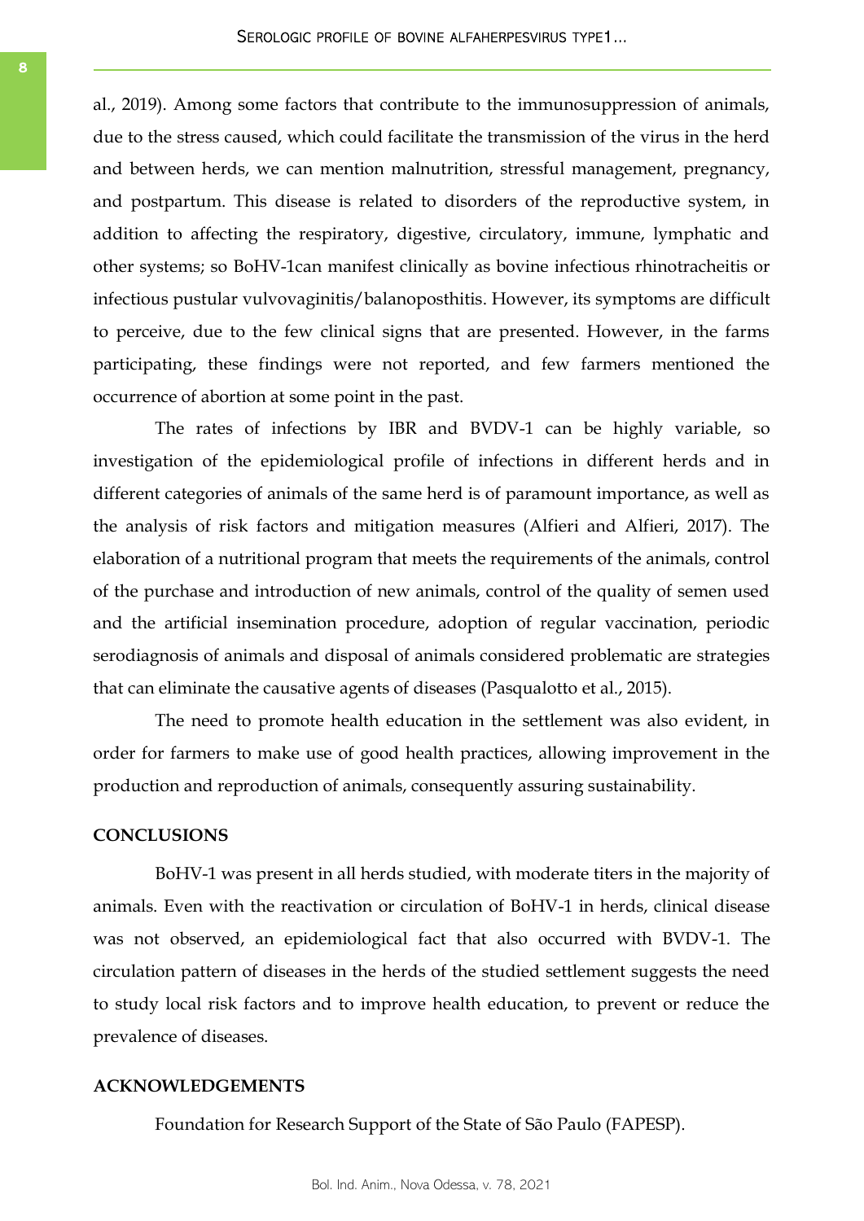al., 2019). Among some factors that contribute to the immunosuppression of animals, due to the stress caused, which could facilitate the transmission of the virus in the herd and between herds, we can mention malnutrition, stressful management, pregnancy, and postpartum. This disease is related to disorders of the reproductive system, in addition to affecting the respiratory, digestive, circulatory, immune, lymphatic and other systems; so BoHV-1can manifest clinically as bovine infectious rhinotracheitis or infectious pustular vulvovaginitis/balanoposthitis. However, its symptoms are difficult to perceive, due to the few clinical signs that are presented. However, in the farms participating, these findings were not reported, and few farmers mentioned the occurrence of abortion at some point in the past.

The rates of infections by IBR and BVDV-1 can be highly variable, so investigation of the epidemiological profile of infections in different herds and in different categories of animals of the same herd is of paramount importance, as well as the analysis of risk factors and mitigation measures (Alfieri and Alfieri, 2017). The elaboration of a nutritional program that meets the requirements of the animals, control of the purchase and introduction of new animals, control of the quality of semen used and the artificial insemination procedure, adoption of regular vaccination, periodic serodiagnosis of animals and disposal of animals considered problematic are strategies that can eliminate the causative agents of diseases (Pasqualotto et al., 2015).

The need to promote health education in the settlement was also evident, in order for farmers to make use of good health practices, allowing improvement in the production and reproduction of animals, consequently assuring sustainability.

## CONCLUSIONS

BoHV-1 was present in all herds studied, with moderate titers in the majority of animals. Even with the reactivation or circulation of BoHV-1 in herds, clinical disease was not observed, an epidemiological fact that also occurred with BVDV-1. The circulation pattern of diseases in the herds of the studied settlement suggests the need to study local risk factors and to improve health education, to prevent or reduce the prevalence of diseases.

## ACKNOWLEDGEMENTS

Foundation for Research Support of the State of São Paulo (FAPESP).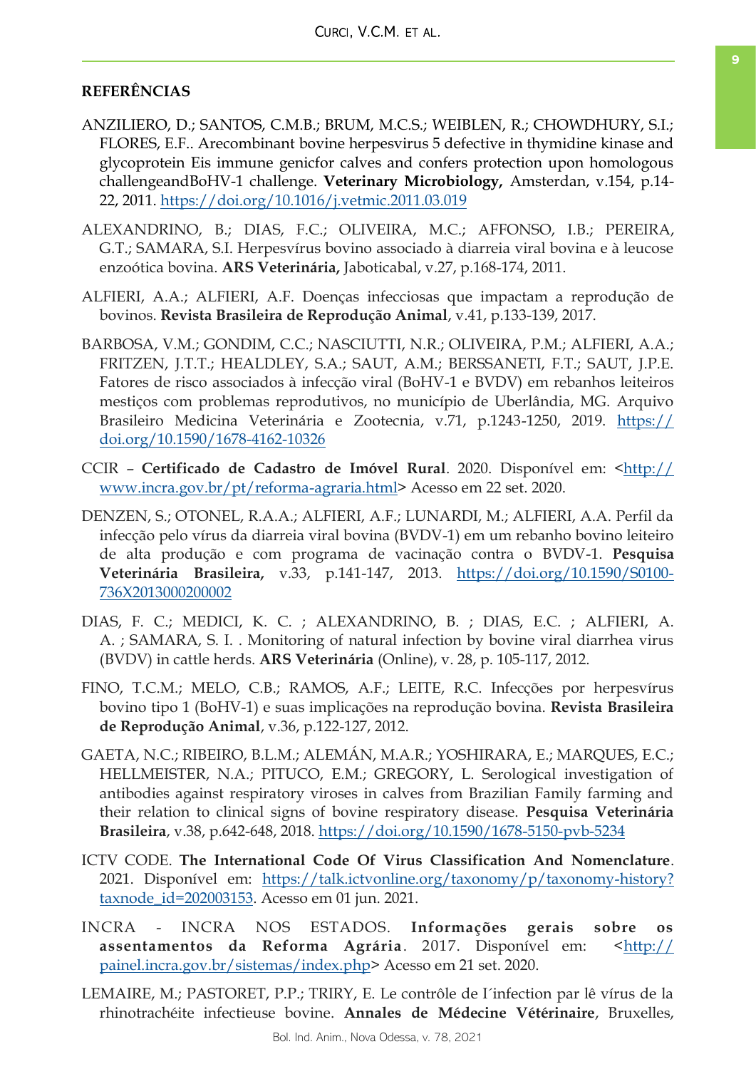## REFERÊNCIAS

ANZILIERO, D.; SANTOS, C.M.B.; BRUM, M.C.S.; WEIBLEN, R.; CHOWDHURY, S.I.; FLORES, E.F.. Arecombinant bovine herpesvirus 5 defective in thymidine kinase and glycoprotein Eis immune genicfor calves and confers protection upon homologous challengeandBoHV-1 challenge. **Veterinary Microbiology,** Amsterdan, v.154, p.14-22, 2011. https://doi.org/10.1016/j.vetmic.2011.03.019

ALEXANDRINO, B.; DIAS, F.C.; OLIVEIRA, M.C.; AFFONSO, I.B.; PEREIRA, G.T.; SAMARA, S.I. Herpesvírus bovino associado à diarreia viral bovina e à leucose enzoótica bovina. **ARS Veterinária,** Jaboticabal, v.27, p.168-174, 2011.

ALFIERI, A.A.; ALFIERI, A.F. Doenças infecciosas que impactam a reprodução de bovinos. **Revista Brasileira de Reprodução Animal**, v.41, p.133-139, 2017.

BARBOSA, V.M.; GONDIM, C.C.; NASCIUTTI, N.R.; OLIVEIRA, P.M.; ALFIERI, A.A.; FRITZEN, J.T.T.; HEALDLEY, S.A.; SAUT, A.M.; BERSSANETI, F.T.; SAUT, J.P.E. Fatores de risco associados à infecção viral (BoHV-1 e BVDV) em rebanhos leiteiros mestiços com problemas reprodutivos, no município de Uberlândia, MG. Arquivo Brasileiro Medicina Veterinária e Zootecnia, v.71, p.1243-1250, 2019. https://doi.org/10.1590/1678-4162-10326

CCIR – **Certificado de Cadastro de Imóvel Rural**. 2020. Disponível em: <http://www.incra.gov.br/pt/reforma-agraria.html> Acesso em 22 set. 2020.

DENZEN, S.; OTONEL, R.A.A.; ALFIERI, A.F.; LUNARDI, M.; ALFIERI, A.A. Perfil da infecção pelo vírus da diarreia viral bovina (BVDV-1) em um rebanho bovino leiteiro de alta produção e com programa de vacinação contra o BVDV-1. **Pesquisa Veterinária Brasileira,** v.33, p.141-147, 2013. https://doi.org/10.1590/S0100-736X2013000200002

DIAS, F. C.; MEDICI, K. C. ; ALEXANDRINO, B. ; DIAS, E.C. ; ALFIERI, A. A. ; SAMARA, S. I. . Monitoring of natural infection by bovine viral diarrhea virus (BVDV) in cattle herds. **ARS Veterinária** (Online), v. 28, p. 105-117, 2012.

FINO, T.C.M.; MELO, C.B.; RAMOS, A.F.; LEITE, R.C. Infecções por herpesvírus bovino tipo 1 (BoHV-1) e suas implicações na reprodução bovina. **Revista Brasileira de Reprodução Animal**, v.36, p.122-127, 2012.

GAETA, N.C.; RIBEIRO, B.L.M.; ALEMÁN, M.A.R.; YOSHIRARA, E.; MARQUES, E.C.; HELLMEISTER, N.A.; PITUCO, E.M.; GREGORY, L. Serological investigation of antibodies against respiratory viroses in calves from Brazilian Family farming and their relation to clinical signs of bovine respiratory disease. **Pesquisa Veterinária Brasileira**, v.38, p.642-648, 2018. https://doi.org/10.1590/1678-5150-pvb-5234

ICTV CODE. **The International Code Of Virus Classification And Nomenclature**. 2021. Disponível em: https://talk.ictvonline.org/taxonomy/p/taxonomy-history?taxnode_id=202003153. Acesso em 01 jun. 2021.

INCRA - INCRA NOS ESTADOS. **Informações gerais sobre os assentamentos da Reforma Agrária**. 2017. Disponível em: <http://painel.incra.gov.br/sistemas/index.php> Acesso em 21 set. 2020.

LEMAIRE, M.; PASTORET, P.P.; TRIRY, E. Le contrôle de I´infection par lê vírus de la rhinotrachéite infectieuse bovine. **Annales de Médecine Vétérinaire**, Bruxelles,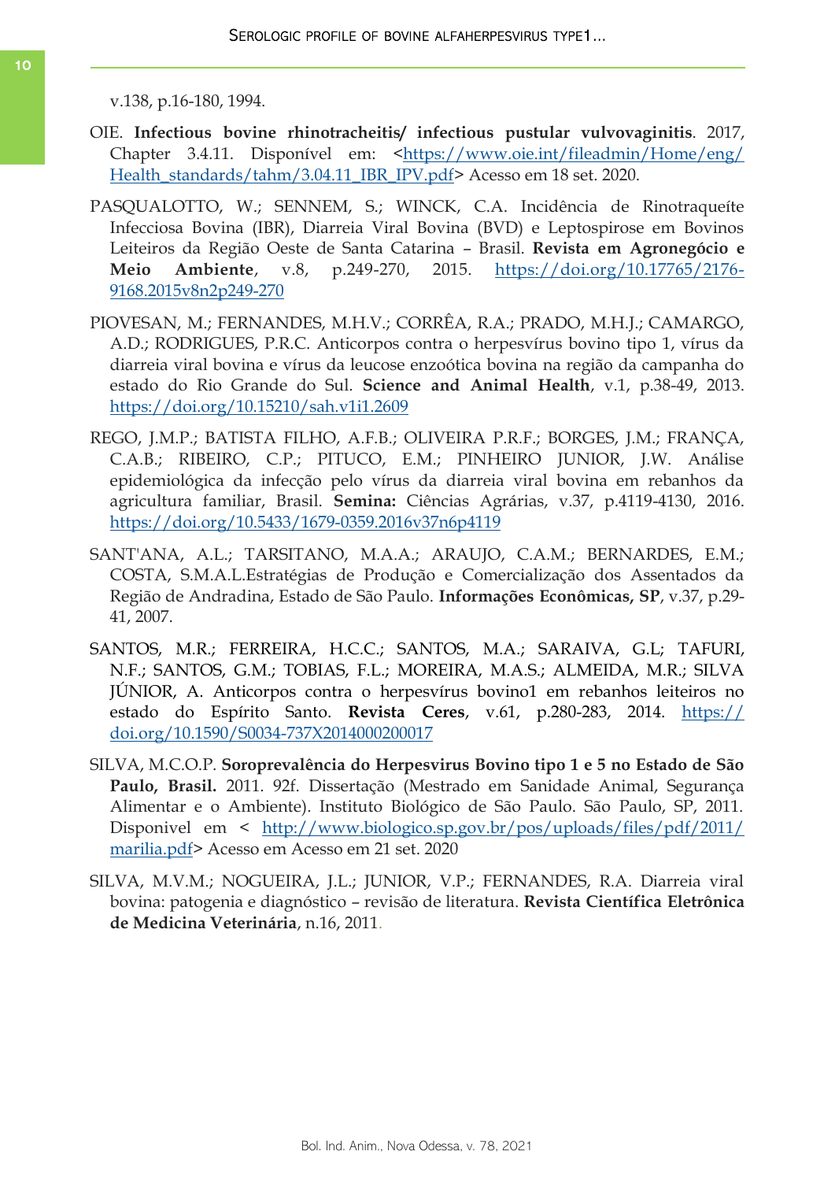v.138, p.16-180, 1994.

OIE. **Infectious bovine rhinotracheitis/ infectious pustular vulvovaginitis**. 2017, Chapter 3.4.11. Disponível em: <https://www.oie.int/fileadmin/Home/eng/Health_standards/tahm/3.04.11_IBR_IPV.pdf> Acesso em 18 set. 2020.

PASQUALOTTO, W.; SENNEM, S.; WINCK, C.A. Incidência de Rinotraqueíte Infecciosa Bovina (IBR), Diarreia Viral Bovina (BVD) e Leptospirose em Bovinos Leiteiros da Região Oeste de Santa Catarina – Brasil. **Revista em Agronegócio e Meio Ambiente**, v.8, p.249-270, 2015. https://doi.org/10.17765/2176-9168.2015v8n2p249-270

PIOVESAN, M.; FERNANDES, M.H.V.; CORRÊA, R.A.; PRADO, M.H.J.; CAMARGO, A.D.; RODRIGUES, P.R.C. Anticorpos contra o herpesvírus bovino tipo 1, vírus da diarreia viral bovina e vírus da leucose enzoótica bovina na região da campanha do estado do Rio Grande do Sul. **Science and Animal Health**, v.1, p.38-49, 2013. https://doi.org/10.15210/sah.v1i1.2609

REGO, J.M.P.; BATISTA FILHO, A.F.B.; OLIVEIRA P.R.F.; BORGES, J.M.; FRANÇA, C.A.B.; RIBEIRO, C.P.; PITUCO, E.M.; PINHEIRO JUNIOR, J.W. Análise epidemiológica da infecção pelo vírus da diarreia viral bovina em rebanhos da agricultura familiar, Brasil. **Semina:** Ciências Agrárias, v.37, p.4119-4130, 2016. https://doi.org/10.5433/1679-0359.2016v37n6p4119

SANT'ANA, A.L.; TARSITANO, M.A.A.; ARAUJO, C.A.M.; BERNARDES, E.M.; COSTA, S.M.A.L.Estratégias de Produção e Comercialização dos Assentados da Região de Andradina, Estado de São Paulo. **Informações Econômicas, SP**, v.37, p.29-41, 2007.

SANTOS, M.R.; FERREIRA, H.C.C.; SANTOS, M.A.; SARAIVA, G.L; TAFURI, N.F.; SANTOS, G.M.; TOBIAS, F.L.; MOREIRA, M.A.S.; ALMEIDA, M.R.; SILVA JÚNIOR, A. Anticorpos contra o herpesvírus bovino1 em rebanhos leiteiros no estado do Espírito Santo. **Revista Ceres**, v.61, p.280-283, 2014. https://doi.org/10.1590/S0034-737X2014000200017

SILVA, M.C.O.P. **Soroprevalência do Herpesvirus Bovino tipo 1 e 5 no Estado de São Paulo, Brasil.** 2011. 92f. Dissertação (Mestrado em Sanidade Animal, Segurança Alimentar e o Ambiente). Instituto Biológico de São Paulo. São Paulo, SP, 2011. Disponivel em < http://www.biologico.sp.gov.br/pos/uploads/files/pdf/2011/marilia.pdf> Acesso em Acesso em 21 set. 2020

SILVA, M.V.M.; NOGUEIRA, J.L.; JUNIOR, V.P.; FERNANDES, R.A. Diarreia viral bovina: patogenia e diagnóstico – revisão de literatura. **Revista Científica Eletrônica de Medicina Veterinária**, n.16, 2011.